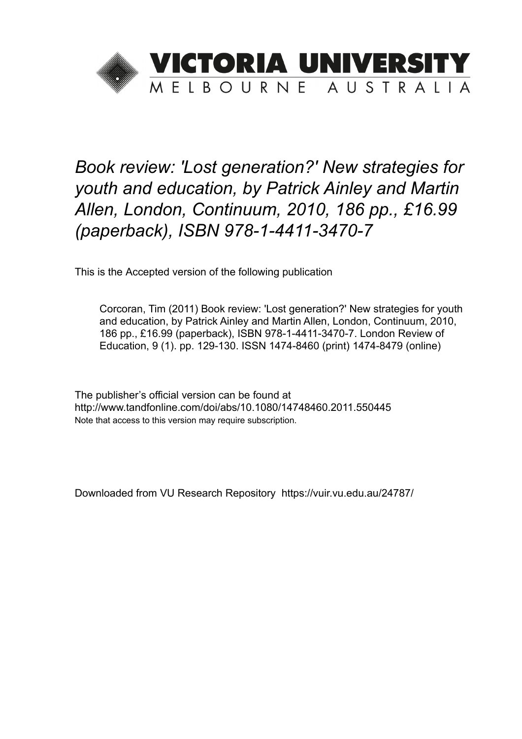VICTORIA UNIVERSITY
MELBOURNE AUSTRALIA

# *Book review: 'Lost generation?' New strategies for youth and education, by Patrick Ainley and Martin Allen, London, Continuum, 2010, 186 pp., £16.99 (paperback), ISBN 978-1-4411-3470-7*

This is the Accepted version of the following publication

> Corcoran, Tim (2011) Book review: 'Lost generation?' New strategies for youth and education, by Patrick Ainley and Martin Allen, London, Continuum, 2010, 186 pp., £16.99 (paperback), ISBN 978-1-4411-3470-7. London Review of Education, 9 (1). pp. 129-130. ISSN 1474-8460 (print) 1474-8479 (online)

The publisher's official version can be found at
http://www.tandfonline.com/doi/abs/10.1080/14748460.2011.550445
Note that access to this version may require subscription.

Downloaded from VU Research Repository https://vuir.vu.edu.au/24787/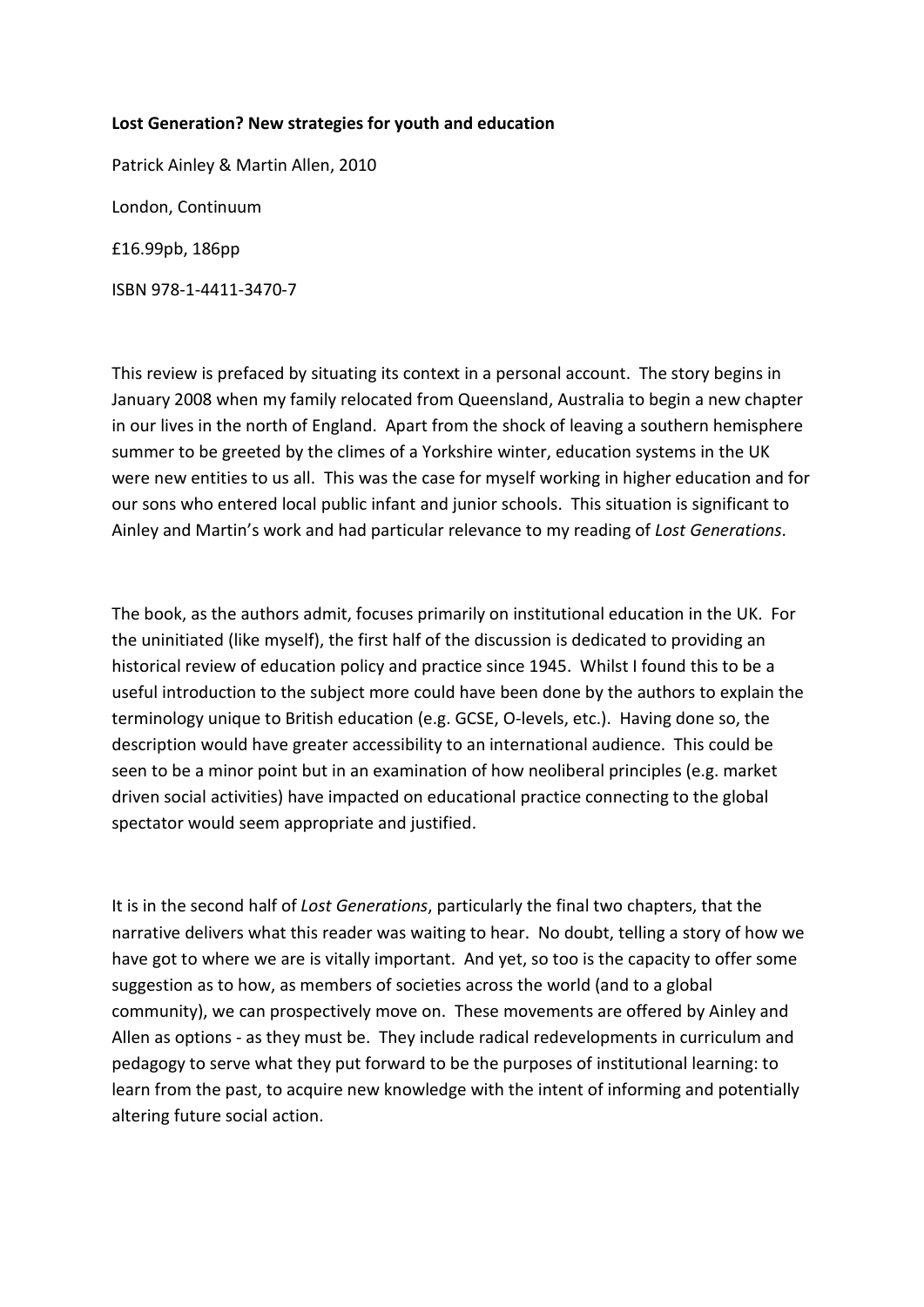**Lost Generation? New strategies for youth and education**

Patrick Ainley & Martin Allen, 2010

London, Continuum

£16.99pb, 186pp

ISBN 978-1-4411-3470-7

This review is prefaced by situating its context in a personal account. The story begins in January 2008 when my family relocated from Queensland, Australia to begin a new chapter in our lives in the north of England. Apart from the shock of leaving a southern hemisphere summer to be greeted by the climes of a Yorkshire winter, education systems in the UK were new entities to us all. This was the case for myself working in higher education and for our sons who entered local public infant and junior schools. This situation is significant to Ainley and Martin's work and had particular relevance to my reading of *Lost Generations*.

The book, as the authors admit, focuses primarily on institutional education in the UK. For the uninitiated (like myself), the first half of the discussion is dedicated to providing an historical review of education policy and practice since 1945. Whilst I found this to be a useful introduction to the subject more could have been done by the authors to explain the terminology unique to British education (e.g. GCSE, O-levels, etc.). Having done so, the description would have greater accessibility to an international audience. This could be seen to be a minor point but in an examination of how neoliberal principles (e.g. market driven social activities) have impacted on educational practice connecting to the global spectator would seem appropriate and justified.

It is in the second half of *Lost Generations*, particularly the final two chapters, that the narrative delivers what this reader was waiting to hear. No doubt, telling a story of how we have got to where we are is vitally important. And yet, so too is the capacity to offer some suggestion as to how, as members of societies across the world (and to a global community), we can prospectively move on. These movements are offered by Ainley and Allen as options - as they must be. They include radical redevelopments in curriculum and pedagogy to serve what they put forward to be the purposes of institutional learning: to learn from the past, to acquire new knowledge with the intent of informing and potentially altering future social action.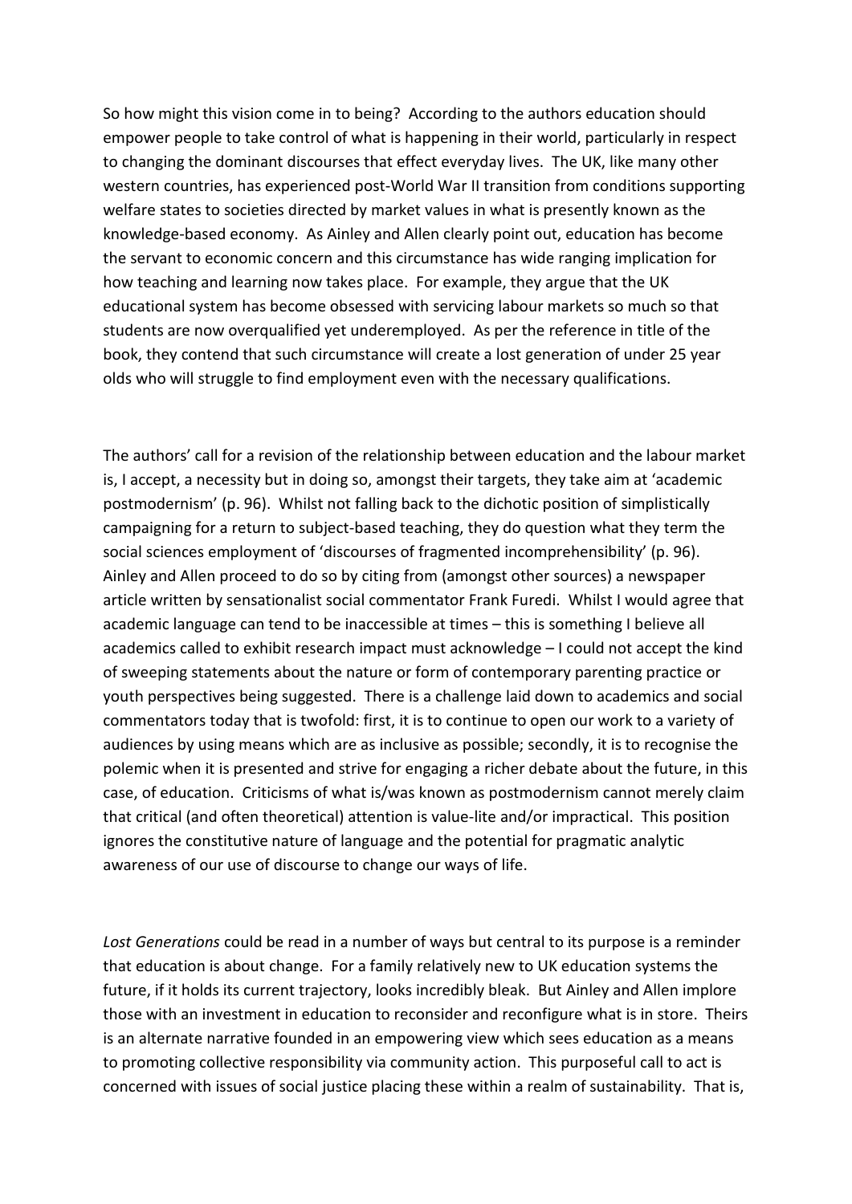So how might this vision come in to being? According to the authors education should empower people to take control of what is happening in their world, particularly in respect to changing the dominant discourses that effect everyday lives. The UK, like many other western countries, has experienced post-World War II transition from conditions supporting welfare states to societies directed by market values in what is presently known as the knowledge-based economy. As Ainley and Allen clearly point out, education has become the servant to economic concern and this circumstance has wide ranging implication for how teaching and learning now takes place. For example, they argue that the UK educational system has become obsessed with servicing labour markets so much so that students are now overqualified yet underemployed. As per the reference in title of the book, they contend that such circumstance will create a lost generation of under 25 year olds who will struggle to find employment even with the necessary qualifications.

The authors' call for a revision of the relationship between education and the labour market is, I accept, a necessity but in doing so, amongst their targets, they take aim at 'academic postmodernism' (p. 96). Whilst not falling back to the dichotic position of simplistically campaigning for a return to subject-based teaching, they do question what they term the social sciences employment of 'discourses of fragmented incomprehensibility' (p. 96). Ainley and Allen proceed to do so by citing from (amongst other sources) a newspaper article written by sensationalist social commentator Frank Furedi. Whilst I would agree that academic language can tend to be inaccessible at times – this is something I believe all academics called to exhibit research impact must acknowledge – I could not accept the kind of sweeping statements about the nature or form of contemporary parenting practice or youth perspectives being suggested. There is a challenge laid down to academics and social commentators today that is twofold: first, it is to continue to open our work to a variety of audiences by using means which are as inclusive as possible; secondly, it is to recognise the polemic when it is presented and strive for engaging a richer debate about the future, in this case, of education. Criticisms of what is/was known as postmodernism cannot merely claim that critical (and often theoretical) attention is value-lite and/or impractical. This position ignores the constitutive nature of language and the potential for pragmatic analytic awareness of our use of discourse to change our ways of life.

*Lost Generations* could be read in a number of ways but central to its purpose is a reminder that education is about change. For a family relatively new to UK education systems the future, if it holds its current trajectory, looks incredibly bleak. But Ainley and Allen implore those with an investment in education to reconsider and reconfigure what is in store. Theirs is an alternate narrative founded in an empowering view which sees education as a means to promoting collective responsibility via community action. This purposeful call to act is concerned with issues of social justice placing these within a realm of sustainability. That is,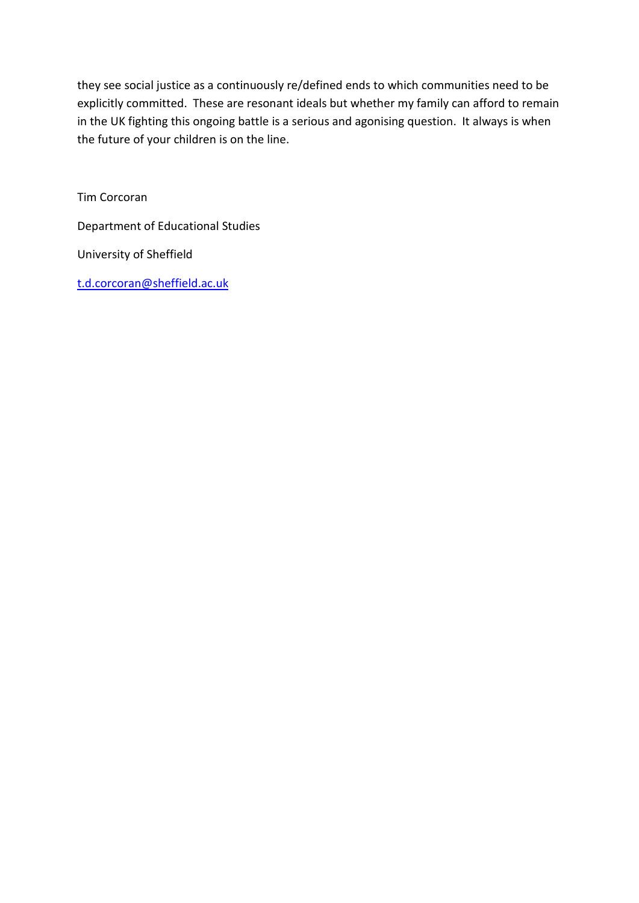they see social justice as a continuously re/defined ends to which communities need to be explicitly committed. These are resonant ideals but whether my family can afford to remain in the UK fighting this ongoing battle is a serious and agonising question. It always is when the future of your children is on the line.

Tim Corcoran

Department of Educational Studies

University of Sheffield

t.d.corcoran@sheffield.ac.uk